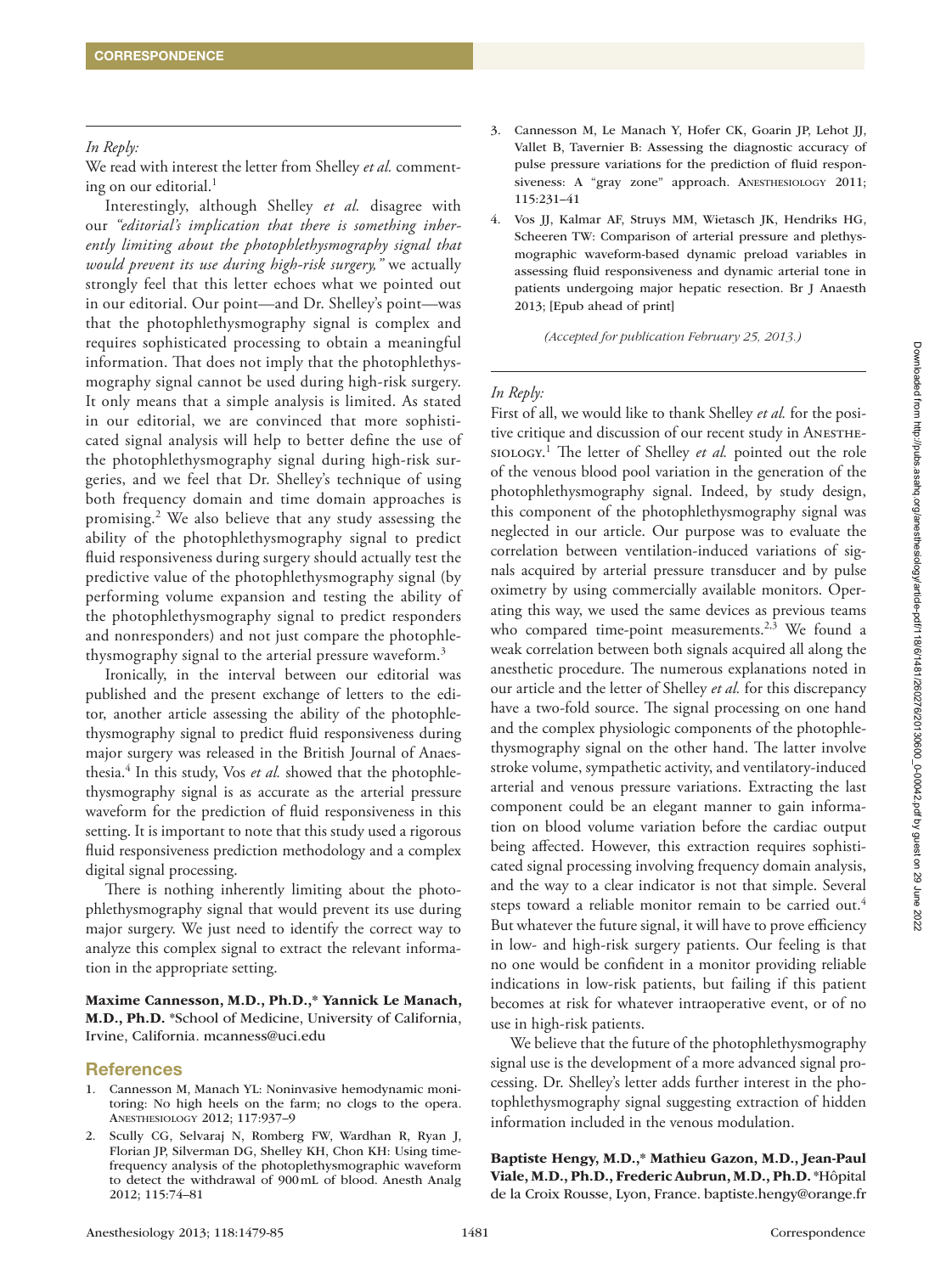*In Reply:*

We read with interest the letter from Shelley *et al.* commenting on our editorial.[1]

Interestingly, although Shelley *et al.* disagree with our *"editorial's implication that there is something inherently limiting about the photophlethysmography signal that would prevent its use during high-risk surgery,"* we actually strongly feel that this letter echoes what we pointed out in our editorial. Our point—and Dr. Shelley's point—was that the photophlethysmography signal is complex and requires sophisticated processing to obtain a meaningful information. That does not imply that the photophlethysmography signal cannot be used during high-risk surgery. It only means that a simple analysis is limited. As stated in our editorial, we are convinced that more sophisticated signal analysis will help to better define the use of the photophlethysmography signal during high-risk surgeries, and we feel that Dr. Shelley's technique of using both frequency domain and time domain approaches is promising.[2] We also believe that any study assessing the ability of the photophlethysmography signal to predict fluid responsiveness during surgery should actually test the predictive value of the photophlethysmography signal (by performing volume expansion and testing the ability of the photophlethysmography signal to predict responders and nonresponders) and not just compare the photophlethysmography signal to the arterial pressure waveform.[3]

Ironically, in the interval between our editorial was published and the present exchange of letters to the editor, another article assessing the ability of the photophlethysmography signal to predict fluid responsiveness during major surgery was released in the British Journal of Anaesthesia.[4] In this study, Vos *et al.* showed that the photophlethysmography signal is as accurate as the arterial pressure waveform for the prediction of fluid responsiveness in this setting. It is important to note that this study used a rigorous fluid responsiveness prediction methodology and a complex digital signal processing.

There is nothing inherently limiting about the photophlethysmography signal that would prevent its use during major surgery. We just need to identify the correct way to analyze this complex signal to extract the relevant information in the appropriate setting.

**Maxime Cannesson, M.D., Ph.D.,\* Yannick Le Manach, M.D., Ph.D.** \*School of Medicine, University of California, Irvine, California. mcanness@uci.edu

## References

1. Cannesson M, Manach YL: Noninvasive hemodynamic monitoring: No high heels on the farm; no clogs to the opera. Anesthesiology 2012; 117:937–9
2. Scully CG, Selvaraj N, Romberg FW, Wardhan R, Ryan J, Florian JP, Silverman DG, Shelley KH, Chon KH: Using time-frequency analysis of the photoplethysmographic waveform to detect the withdrawal of 900 mL of blood. Anesth Analg 2012; 115:74–81
3. Cannesson M, Le Manach Y, Hofer CK, Goarin JP, Lehot JJ, Vallet B, Tavernier B: Assessing the diagnostic accuracy of pulse pressure variations for the prediction of fluid responsiveness: A "gray zone" approach. Anesthesiology 2011; 115:231–41
4. Vos JJ, Kalmar AF, Struys MM, Wietasch JK, Hendriks HG, Scheeren TW: Comparison of arterial pressure and plethysmographic waveform-based dynamic preload variables in assessing fluid responsiveness and dynamic arterial tone in patients undergoing major hepatic resection. Br J Anaesth 2013; [Epub ahead of print]

*(Accepted for publication February 25, 2013.)*

---

*In Reply:*

First of all, we would like to thank Shelley *et al.* for the positive critique and discussion of our recent study in Anesthesiology.[1] The letter of Shelley *et al.* pointed out the role of the venous blood pool variation in the generation of the photophlethysmography signal. Indeed, by study design, this component of the photophlethysmography signal was neglected in our article. Our purpose was to evaluate the correlation between ventilation-induced variations of signals acquired by arterial pressure transducer and by pulse oximetry by using commercially available monitors. Operating this way, we used the same devices as previous teams who compared time-point measurements.[2,3] We found a weak correlation between both signals acquired all along the anesthetic procedure. The numerous explanations noted in our article and the letter of Shelley *et al.* for this discrepancy have a two-fold source. The signal processing on one hand and the complex physiologic components of the photophlethysmography signal on the other hand. The latter involve stroke volume, sympathetic activity, and ventilatory-induced arterial and venous pressure variations. Extracting the last component could be an elegant manner to gain information on blood volume variation before the cardiac output being affected. However, this extraction requires sophisticated signal processing involving frequency domain analysis, and the way to a clear indicator is not that simple. Several steps toward a reliable monitor remain to be carried out.[4] But whatever the future signal, it will have to prove efficiency in low- and high-risk surgery patients. Our feeling is that no one would be confident in a monitor providing reliable indications in low-risk patients, but failing if this patient becomes at risk for whatever intraoperative event, or of no use in high-risk patients.

We believe that the future of the photophlethysmography signal use is the development of a more advanced signal processing. Dr. Shelley's letter adds further interest in the photophlethysmography signal suggesting extraction of hidden information included in the venous modulation.

**Baptiste Hengy, M.D.,\* Mathieu Gazon, M.D., Jean-Paul Viale, M.D., Ph.D., Frederic Aubrun, M.D., Ph.D.** \*Hôpital de la Croix Rousse, Lyon, France. baptiste.hengy@orange.fr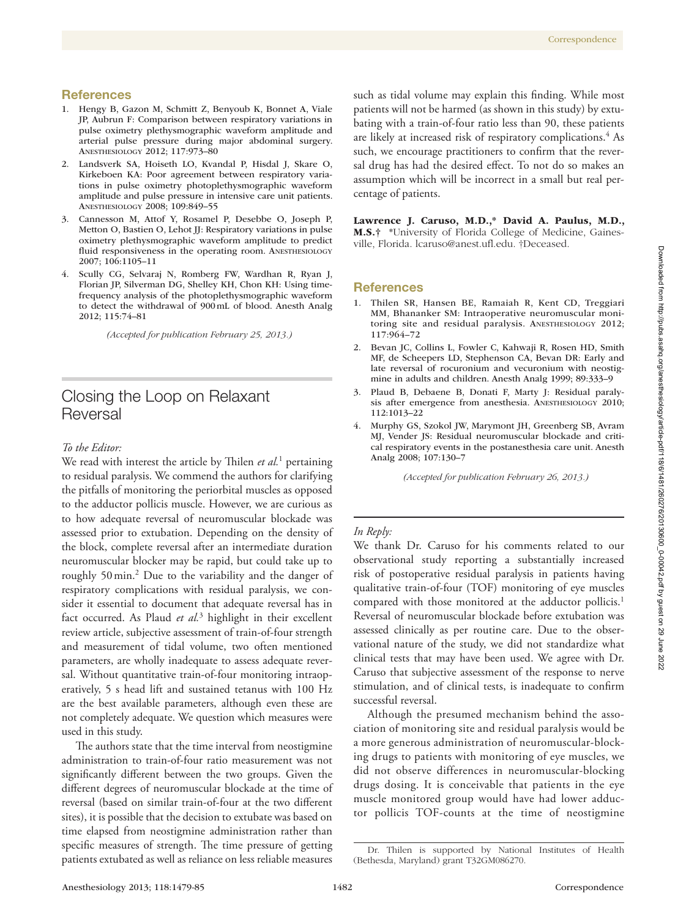## References

1. Hengy B, Gazon M, Schmitt Z, Benyoub K, Bonnet A, Viale JP, Aubrun F: Comparison between respiratory variations in pulse oximetry plethysmographic waveform amplitude and arterial pulse pressure during major abdominal surgery. Anesthesiology 2012; 117:973–80
2. Landsverk SA, Hoiseth LO, Kvandal P, Hisdal J, Skare O, Kirkeboen KA: Poor agreement between respiratory variations in pulse oximetry photoplethysmographic waveform amplitude and pulse pressure in intensive care unit patients. Anesthesiology 2008; 109:849–55
3. Cannesson M, Attof Y, Rosamel P, Desebbe O, Joseph P, Metton O, Bastien O, Lehot JJ: Respiratory variations in pulse oximetry plethysmographic waveform amplitude to predict fluid responsiveness in the operating room. Anesthesiology 2007; 106:1105–11
4. Scully CG, Selvaraj N, Romberg FW, Wardhan R, Ryan J, Florian JP, Silverman DG, Shelley KH, Chon KH: Using time-frequency analysis of the photoplethysmographic waveform to detect the withdrawal of 900 mL of blood. Anesth Analg 2012; 115:74–81

*(Accepted for publication February 25, 2013.)*

# Closing the Loop on Relaxant Reversal

*To the Editor:*

We read with interest the article by Thilen *et al.*[1] pertaining to residual paralysis. We commend the authors for clarifying the pitfalls of monitoring the periorbital muscles as opposed to the adductor pollicis muscle. However, we are curious as to how adequate reversal of neuromuscular blockade was assessed prior to extubation. Depending on the density of the block, complete reversal after an intermediate duration neuromuscular blocker may be rapid, but could take up to roughly 50 min.[2] Due to the variability and the danger of respiratory complications with residual paralysis, we consider it essential to document that adequate reversal has in fact occurred. As Plaud *et al.*[3] highlight in their excellent review article, subjective assessment of train-of-four strength and measurement of tidal volume, two often mentioned parameters, are wholly inadequate to assess adequate reversal. Without quantitative train-of-four monitoring intraoperatively, 5 s head lift and sustained tetanus with 100 Hz are the best available parameters, although even these are not completely adequate. We question which measures were used in this study.

The authors state that the time interval from neostigmine administration to train-of-four ratio measurement was not significantly different between the two groups. Given the different degrees of neuromuscular blockade at the time of reversal (based on similar train-of-four at the two different sites), it is possible that the decision to extubate was based on time elapsed from neostigmine administration rather than specific measures of strength. The time pressure of getting patients extubated as well as reliance on less reliable measures such as tidal volume may explain this finding. While most patients will not be harmed (as shown in this study) by extubating with a train-of-four ratio less than 90, these patients are likely at increased risk of respiratory complications.[4] As such, we encourage practitioners to confirm that the reversal drug has had the desired effect. To not do so makes an assumption which will be incorrect in a small but real percentage of patients.

**Lawrence J. Caruso, M.D.,\* David A. Paulus, M.D., M.S.†** \*University of Florida College of Medicine, Gainesville, Florida. lcaruso@anest.ufl.edu. †Deceased.

## References

1. Thilen SR, Hansen BE, Ramaiah R, Kent CD, Treggiari MM, Bhananker SM: Intraoperative neuromuscular monitoring site and residual paralysis. Anesthesiology 2012; 117:964–72
2. Bevan JC, Collins L, Fowler C, Kahwaji R, Rosen HD, Smith MF, de Scheepers LD, Stephenson CA, Bevan DR: Early and late reversal of rocuronium and vecuronium with neostigmine in adults and children. Anesth Analg 1999; 89:333–9
3. Plaud B, Debaene B, Donati F, Marty J: Residual paralysis after emergence from anesthesia. Anesthesiology 2010; 112:1013–22
4. Murphy GS, Szokol JW, Marymont JH, Greenberg SB, Avram MJ, Vender JS: Residual neuromuscular blockade and critical respiratory events in the postanesthesia care unit. Anesth Analg 2008; 107:130–7

*(Accepted for publication February 26, 2013.)*

*In Reply:*

We thank Dr. Caruso for his comments related to our observational study reporting a substantially increased risk of postoperative residual paralysis in patients having qualitative train-of-four (TOF) monitoring of eye muscles compared with those monitored at the adductor pollicis.[1] Reversal of neuromuscular blockade before extubation was assessed clinically as per routine care. Due to the observational nature of the study, we did not standardize what clinical tests that may have been used. We agree with Dr. Caruso that subjective assessment of the response to nerve stimulation, and of clinical tests, is inadequate to confirm successful reversal.

Although the presumed mechanism behind the association of monitoring site and residual paralysis would be a more generous administration of neuromuscular-blocking drugs to patients with monitoring of eye muscles, we did not observe differences in neuromuscular-blocking drugs dosing. It is conceivable that patients in the eye muscle monitored group would have had lower adductor pollicis TOF-counts at the time of neostigmine

Dr. Thilen is supported by National Institutes of Health (Bethesda, Maryland) grant T32GM086270.